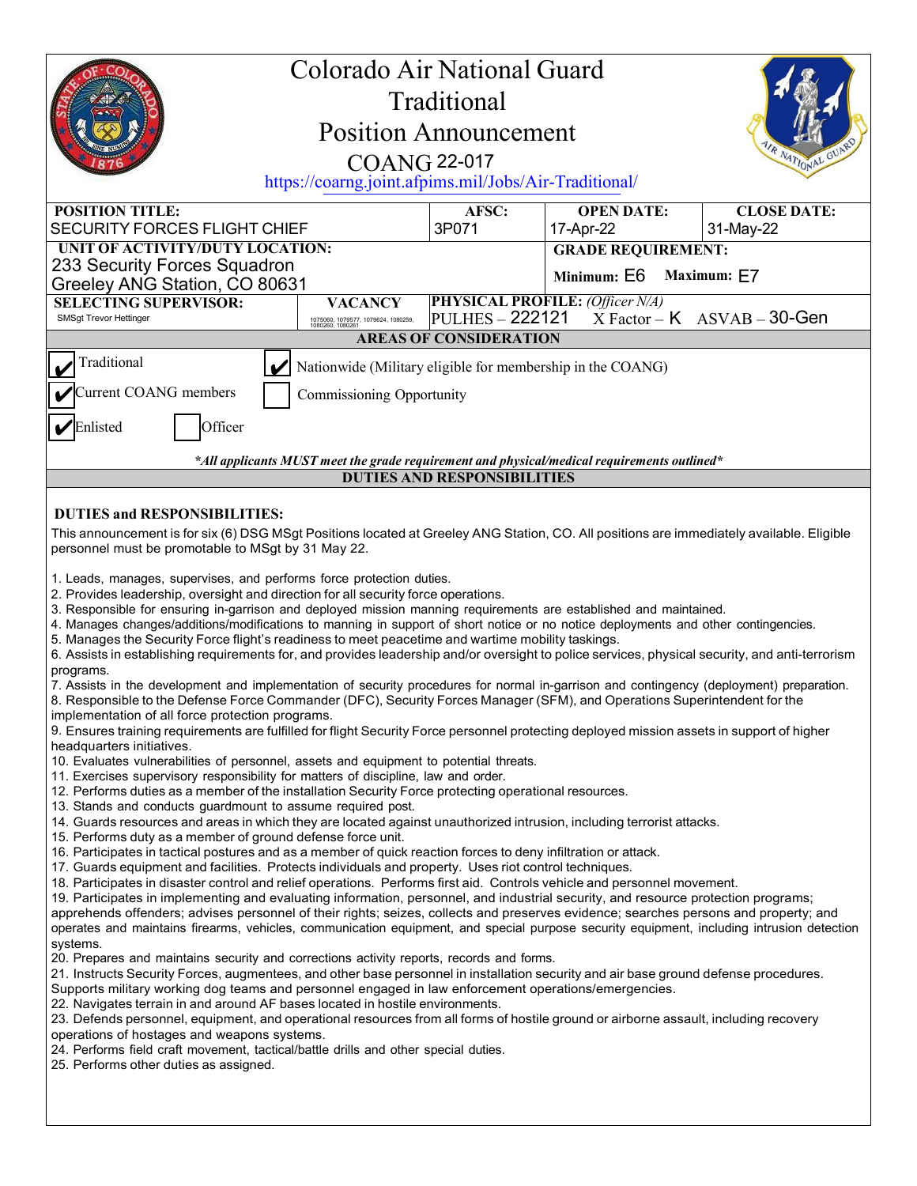# Colorado Air National Guard
## Traditional
## Position Announcement
## COANG 22-017

https://coarng.joint.afpims.mil/Jobs/Air-Traditional/

| POSITION TITLE: | | AFSC: | OPEN DATE: | CLOSE DATE: |
|---|---|---|---|---|
| SECURITY FORCES FLIGHT CHIEF | | 3P071 | 17-Apr-22 | 31-May-22 |
| **UNIT OF ACTIVITY/DUTY LOCATION:** 233 Security Forces Squadron Greeley ANG Station, CO 80631 | | | **GRADE REQUIREMENT:** Minimum: E6 Maximum: E7 | |
| **SELECTING SUPERVISOR:** SMSgt Trevor Hettinger | **VACANCY** 1075060, 1079577, 1079624, 1080259, 1080260, 1080261 | **PHYSICAL PROFILE:** *(Officer N/A)* PULHES – 222121 X Factor – K ASVAB – 30-Gen | | |

**AREAS OF CONSIDERATION**

- [x] Traditional
- [x] Nationwide (Military eligible for membership in the COANG)
- [x] Current COANG members
- [ ] Commissioning Opportunity
- [x] Enlisted
- [ ] Officer

***All applicants MUST meet the grade requirement and physical/medical requirements outlined***

**DUTIES AND RESPONSIBILITIES**

### DUTIES and RESPONSIBILITIES:

This announcement is for six (6) DSG MSgt Positions located at Greeley ANG Station, CO. All positions are immediately available. Eligible personnel must be promotable to MSgt by 31 May 22.

1. Leads, manages, supervises, and performs force protection duties.
2. Provides leadership, oversight and direction for all security force operations.
3. Responsible for ensuring in-garrison and deployed mission manning requirements are established and maintained.
4. Manages changes/additions/modifications to manning in support of short notice or no notice deployments and other contingencies.
5. Manages the Security Force flight's readiness to meet peacetime and wartime mobility taskings.
6. Assists in establishing requirements for, and provides leadership and/or oversight to police services, physical security, and anti-terrorism programs.
7. Assists in the development and implementation of security procedures for normal in-garrison and contingency (deployment) preparation.
8. Responsible to the Defense Force Commander (DFC), Security Forces Manager (SFM), and Operations Superintendent for the implementation of all force protection programs.
9. Ensures training requirements are fulfilled for flight Security Force personnel protecting deployed mission assets in support of higher headquarters initiatives.
10. Evaluates vulnerabilities of personnel, assets and equipment to potential threats.
11. Exercises supervisory responsibility for matters of discipline, law and order.
12. Performs duties as a member of the installation Security Force protecting operational resources.
13. Stands and conducts guardmount to assume required post.
14. Guards resources and areas in which they are located against unauthorized intrusion, including terrorist attacks.
15. Performs duty as a member of ground defense force unit.
16. Participates in tactical postures and as a member of quick reaction forces to deny infiltration or attack.
17. Guards equipment and facilities. Protects individuals and property. Uses riot control techniques.
18. Participates in disaster control and relief operations. Performs first aid. Controls vehicle and personnel movement.
19. Participates in implementing and evaluating information, personnel, and industrial security, and resource protection programs; apprehends offenders; advises personnel of their rights; seizes, collects and preserves evidence; searches persons and property; and operates and maintains firearms, vehicles, communication equipment, and special purpose security equipment, including intrusion detection systems.
20. Prepares and maintains security and corrections activity reports, records and forms.
21. Instructs Security Forces, augmentees, and other base personnel in installation security and air base ground defense procedures. Supports military working dog teams and personnel engaged in law enforcement operations/emergencies.
22. Navigates terrain in and around AF bases located in hostile environments.
23. Defends personnel, equipment, and operational resources from all forms of hostile ground or airborne assault, including recovery operations of hostages and weapons systems.
24. Performs field craft movement, tactical/battle drills and other special duties.
25. Performs other duties as assigned.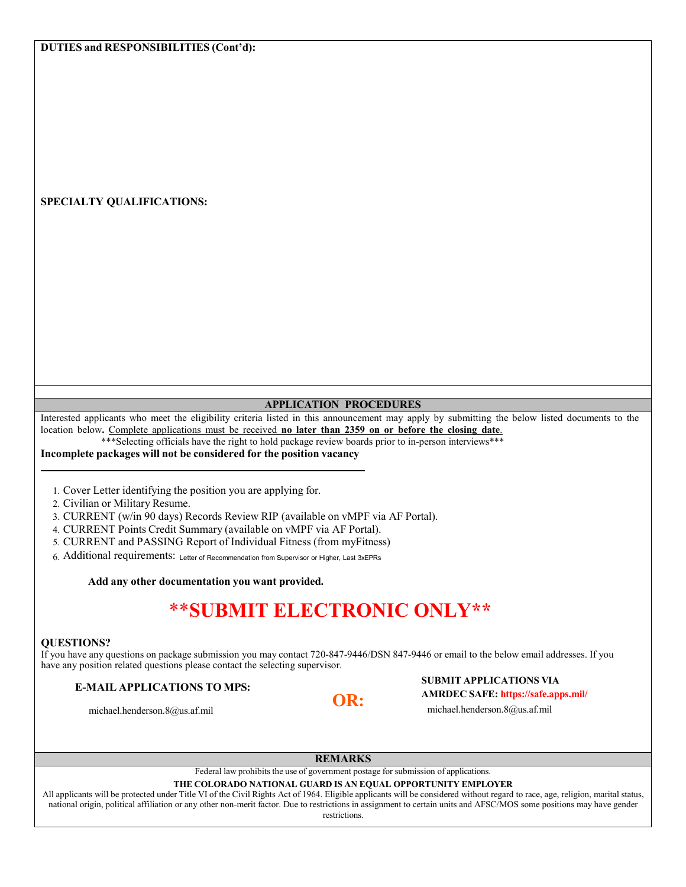**DUTIES and RESPONSIBILITIES (Cont'd):**

**SPECIALTY QUALIFICATIONS:**

## APPLICATION PROCEDURES

Interested applicants who meet the eligibility criteria listed in this announcement may apply by submitting the below listed documents to the location below**.** Complete applications must be received **no later than 2359 on or before the closing date**.

***Selecting officials have the right to hold package review boards prior to in-person interviews***

**Incomplete packages will not be considered for the position vacancy**

1. Cover Letter identifying the position you are applying for.
2. Civilian or Military Resume.
3. CURRENT (w/in 90 days) Records Review RIP (available on vMPF via AF Portal).
4. CURRENT Points Credit Summary (available on vMPF via AF Portal).
5. CURRENT and PASSING Report of Individual Fitness (from myFitness)
6. Additional requirements: Letter of Recommendation from Supervisor or Higher, Last 3xEPRs

**Add any other documentation you want provided.**

# **SUBMIT ELECTRONIC ONLY**

**QUESTIONS?**

If you have any questions on package submission you may contact 720-847-9446/DSN 847-9446 or email to the below email addresses. If you have any position related questions please contact the selecting supervisor.

**E-MAIL APPLICATIONS TO MPS:**

michael.henderson.8@us.af.mil

**OR:**

**SUBMIT APPLICATIONS VIA AMRDEC SAFE: https://safe.apps.mil/**

michael.henderson.8@us.af.mil

## REMARKS

Federal law prohibits the use of government postage for submission of applications.

**THE COLORADO NATIONAL GUARD IS AN EQUAL OPPORTUNITY EMPLOYER**

All applicants will be protected under Title VI of the Civil Rights Act of 1964. Eligible applicants will be considered without regard to race, age, religion, marital status, national origin, political affiliation or any other non-merit factor. Due to restrictions in assignment to certain units and AFSC/MOS some positions may have gender restrictions.